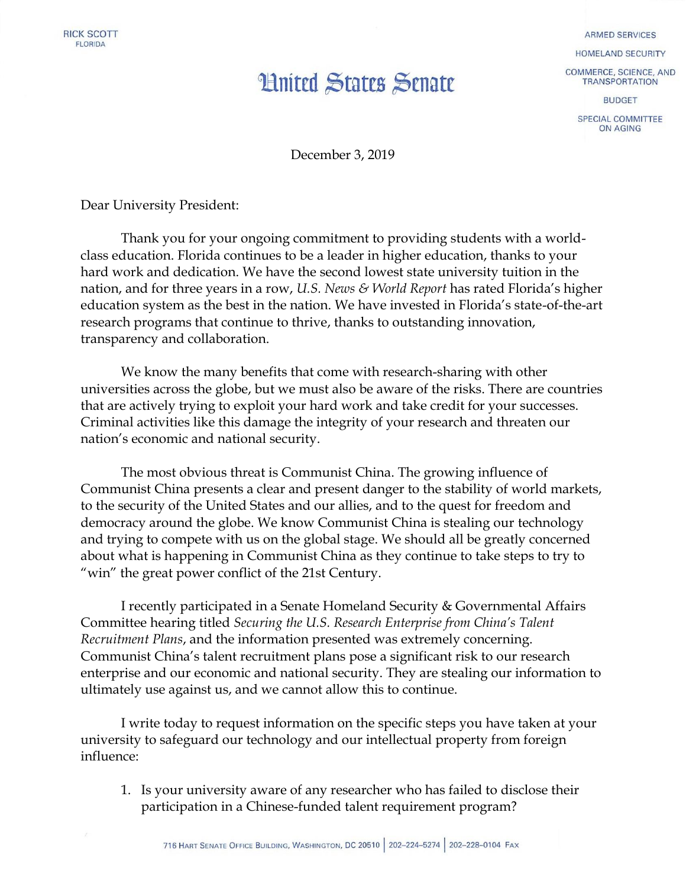RICK SCOTT
FLORIDA

# United States Senate

ARMED SERVICES

HOMELAND SECURITY

COMMERCE, SCIENCE, AND TRANSPORTATION

BUDGET

SPECIAL COMMITTEE ON AGING

December 3, 2019

Dear University President:

Thank you for your ongoing commitment to providing students with a world-class education. Florida continues to be a leader in higher education, thanks to your hard work and dedication. We have the second lowest state university tuition in the nation, and for three years in a row, *U.S. News & World Report* has rated Florida's higher education system as the best in the nation. We have invested in Florida's state-of-the-art research programs that continue to thrive, thanks to outstanding innovation, transparency and collaboration.

We know the many benefits that come with research-sharing with other universities across the globe, but we must also be aware of the risks. There are countries that are actively trying to exploit your hard work and take credit for your successes. Criminal activities like this damage the integrity of your research and threaten our nation's economic and national security.

The most obvious threat is Communist China. The growing influence of Communist China presents a clear and present danger to the stability of world markets, to the security of the United States and our allies, and to the quest for freedom and democracy around the globe. We know Communist China is stealing our technology and trying to compete with us on the global stage. We should all be greatly concerned about what is happening in Communist China as they continue to take steps to try to "win" the great power conflict of the 21st Century.

I recently participated in a Senate Homeland Security & Governmental Affairs Committee hearing titled *Securing the U.S. Research Enterprise from China's Talent Recruitment Plans*, and the information presented was extremely concerning. Communist China's talent recruitment plans pose a significant risk to our research enterprise and our economic and national security. They are stealing our information to ultimately use against us, and we cannot allow this to continue.

I write today to request information on the specific steps you have taken at your university to safeguard our technology and our intellectual property from foreign influence:

1. Is your university aware of any researcher who has failed to disclose their participation in a Chinese-funded talent requirement program?

716 Hart Senate Office Building, Washington, DC 20510 | 202-224-5274 | 202-228-0104 Fax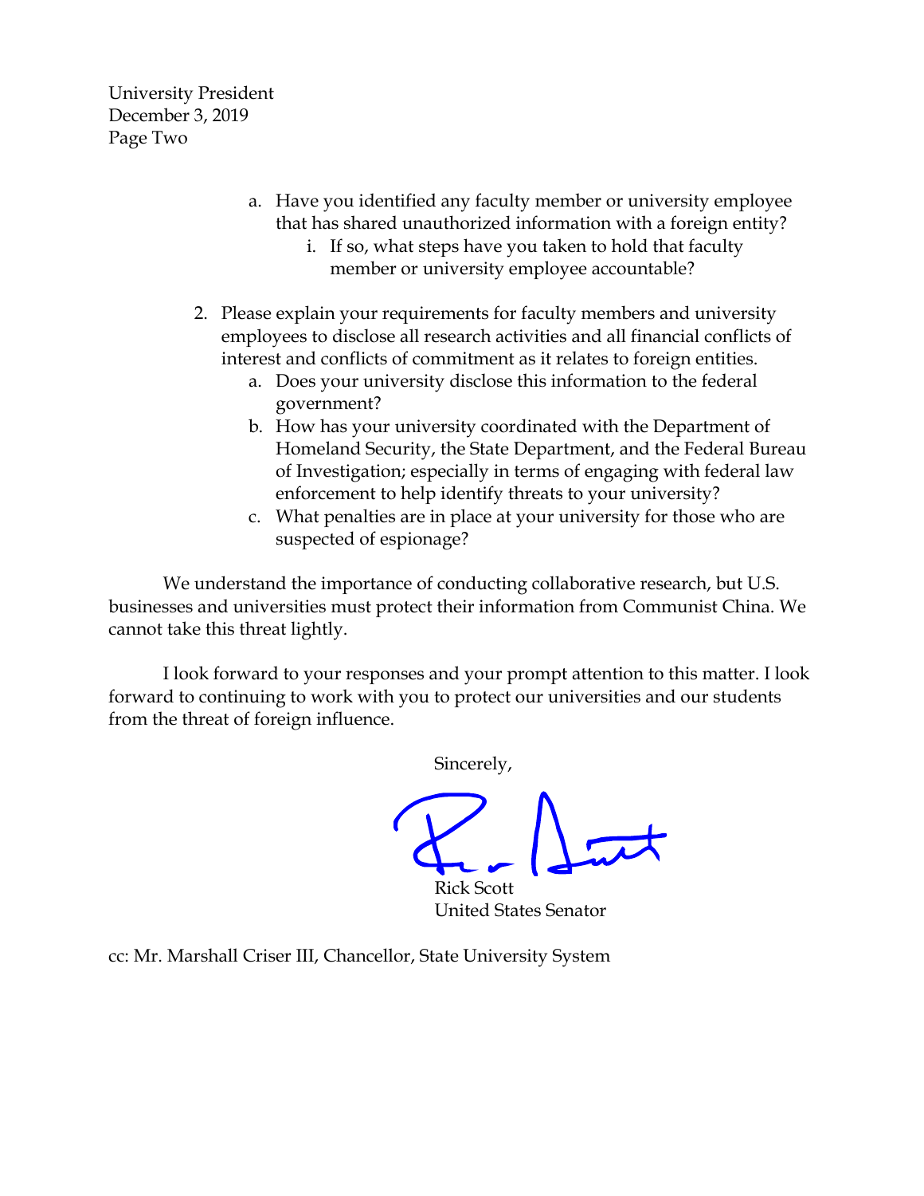a. Have you identified any faculty member or university employee that has shared unauthorized information with a foreign entity?
      i. If so, what steps have you taken to hold that faculty member or university employee accountable?

2. Please explain your requirements for faculty members and university employees to disclose all research activities and all financial conflicts of interest and conflicts of commitment as it relates to foreign entities.
   a. Does your university disclose this information to the federal government?
   b. How has your university coordinated with the Department of Homeland Security, the State Department, and the Federal Bureau of Investigation; especially in terms of engaging with federal law enforcement to help identify threats to your university?
   c. What penalties are in place at your university for those who are suspected of espionage?

We understand the importance of conducting collaborative research, but U.S. businesses and universities must protect their information from Communist China. We cannot take this threat lightly.

I look forward to your responses and your prompt attention to this matter. I look forward to continuing to work with you to protect our universities and our students from the threat of foreign influence.

Sincerely,

Rick Scott
United States Senator

cc: Mr. Marshall Criser III, Chancellor, State University System